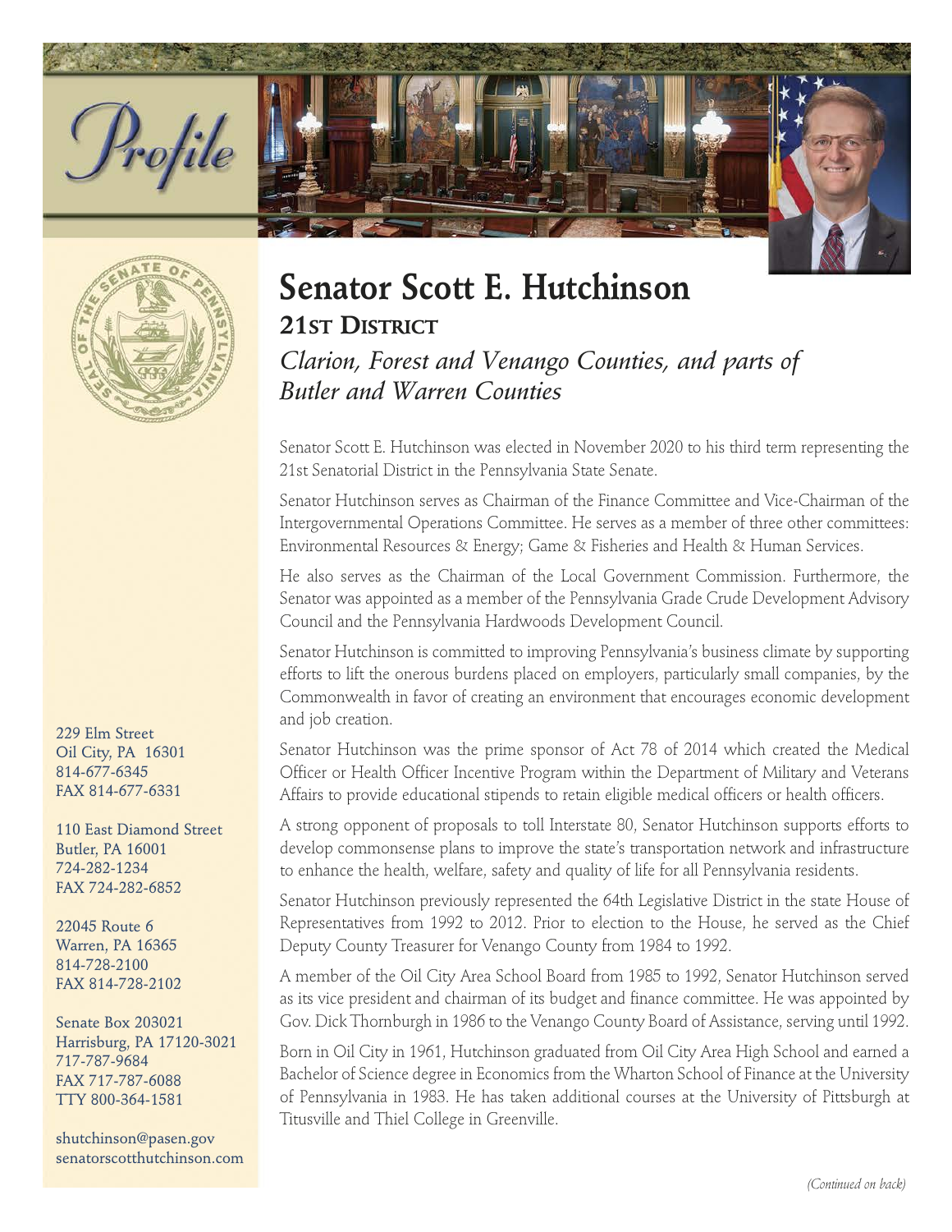# Profile

# Senator Scott E. Hutchinson

## 21st District

*Clarion, Forest and Venango Counties, and parts of Butler and Warren Counties*

Senator Scott E. Hutchinson was elected in November 2020 to his third term representing the 21st Senatorial District in the Pennsylvania State Senate.

Senator Hutchinson serves as Chairman of the Finance Committee and Vice-Chairman of the Intergovernmental Operations Committee. He serves as a member of three other committees: Environmental Resources & Energy; Game & Fisheries and Health & Human Services.

He also serves as the Chairman of the Local Government Commission. Furthermore, the Senator was appointed as a member of the Pennsylvania Grade Crude Development Advisory Council and the Pennsylvania Hardwoods Development Council.

Senator Hutchinson is committed to improving Pennsylvania's business climate by supporting efforts to lift the onerous burdens placed on employers, particularly small companies, by the Commonwealth in favor of creating an environment that encourages economic development and job creation.

Senator Hutchinson was the prime sponsor of Act 78 of 2014 which created the Medical Officer or Health Officer Incentive Program within the Department of Military and Veterans Affairs to provide educational stipends to retain eligible medical officers or health officers.

A strong opponent of proposals to toll Interstate 80, Senator Hutchinson supports efforts to develop commonsense plans to improve the state's transportation network and infrastructure to enhance the health, welfare, safety and quality of life for all Pennsylvania residents.

Senator Hutchinson previously represented the 64th Legislative District in the state House of Representatives from 1992 to 2012. Prior to election to the House, he served as the Chief Deputy County Treasurer for Venango County from 1984 to 1992.

A member of the Oil City Area School Board from 1985 to 1992, Senator Hutchinson served as its vice president and chairman of its budget and finance committee. He was appointed by Gov. Dick Thornburgh in 1986 to the Venango County Board of Assistance, serving until 1992.

Born in Oil City in 1961, Hutchinson graduated from Oil City Area High School and earned a Bachelor of Science degree in Economics from the Wharton School of Finance at the University of Pennsylvania in 1983. He has taken additional courses at the University of Pittsburgh at Titusville and Thiel College in Greenville.

*(Continued on back)*

229 Elm Street  
Oil City, PA 16301  
814-677-6345  
FAX 814-677-6331

110 East Diamond Street  
Butler, PA 16001  
724-282-1234  
FAX 724-282-6852

22045 Route 6  
Warren, PA 16365  
814-728-2100  
FAX 814-728-2102

Senate Box 203021  
Harrisburg, PA 17120-3021  
717-787-9684  
FAX 717-787-6088  
TTY 800-364-1581

shutchinson@pasen.gov  
senatorscotthutchinson.com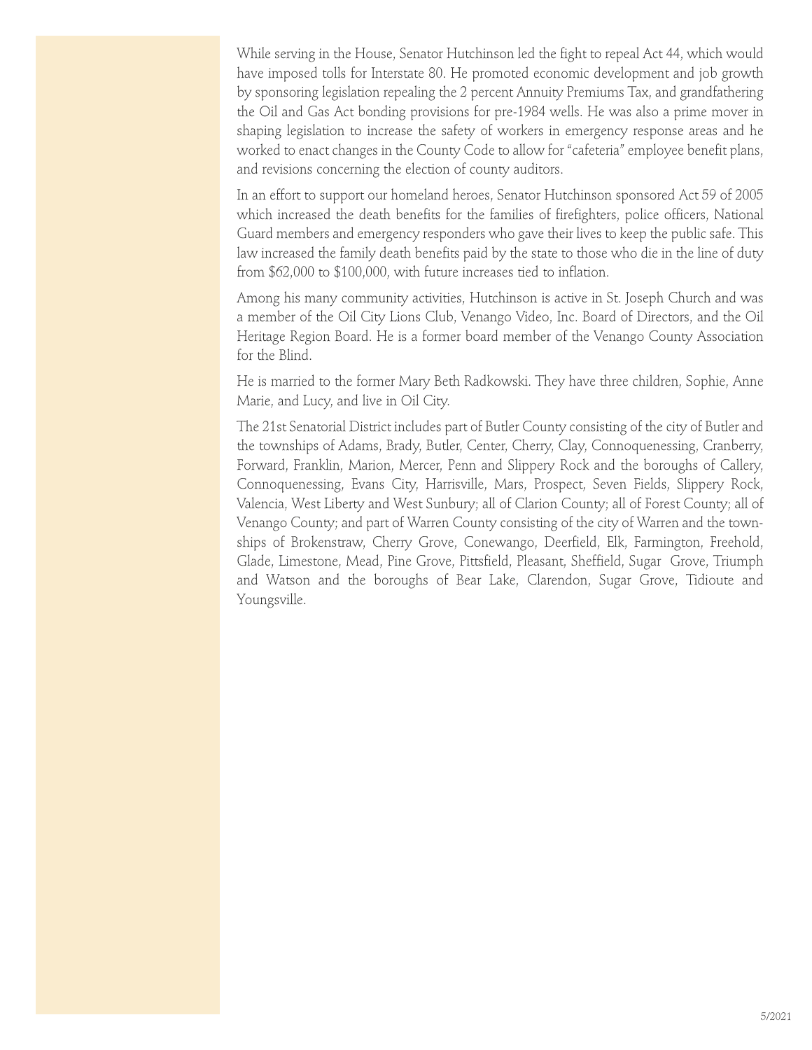While serving in the House, Senator Hutchinson led the fight to repeal Act 44, which would have imposed tolls for Interstate 80. He promoted economic development and job growth by sponsoring legislation repealing the 2 percent Annuity Premiums Tax, and grandfathering the Oil and Gas Act bonding provisions for pre-1984 wells. He was also a prime mover in shaping legislation to increase the safety of workers in emergency response areas and he worked to enact changes in the County Code to allow for "cafeteria" employee benefit plans, and revisions concerning the election of county auditors.

In an effort to support our homeland heroes, Senator Hutchinson sponsored Act 59 of 2005 which increased the death benefits for the families of firefighters, police officers, National Guard members and emergency responders who gave their lives to keep the public safe. This law increased the family death benefits paid by the state to those who die in the line of duty from $62,000 to $100,000, with future increases tied to inflation.

Among his many community activities, Hutchinson is active in St. Joseph Church and was a member of the Oil City Lions Club, Venango Video, Inc. Board of Directors, and the Oil Heritage Region Board. He is a former board member of the Venango County Association for the Blind.

He is married to the former Mary Beth Radkowski. They have three children, Sophie, Anne Marie, and Lucy, and live in Oil City.

The 21st Senatorial District includes part of Butler County consisting of the city of Butler and the townships of Adams, Brady, Butler, Center, Cherry, Clay, Connoquenessing, Cranberry, Forward, Franklin, Marion, Mercer, Penn and Slippery Rock and the boroughs of Callery, Connoquenessing, Evans City, Harrisville, Mars, Prospect, Seven Fields, Slippery Rock, Valencia, West Liberty and West Sunbury; all of Clarion County; all of Forest County; all of Venango County; and part of Warren County consisting of the city of Warren and the townships of Brokenstraw, Cherry Grove, Conewango, Deerfield, Elk, Farmington, Freehold, Glade, Limestone, Mead, Pine Grove, Pittsfield, Pleasant, Sheffield, Sugar Grove, Triumph and Watson and the boroughs of Bear Lake, Clarendon, Sugar Grove, Tidioute and Youngsville.

5/2021